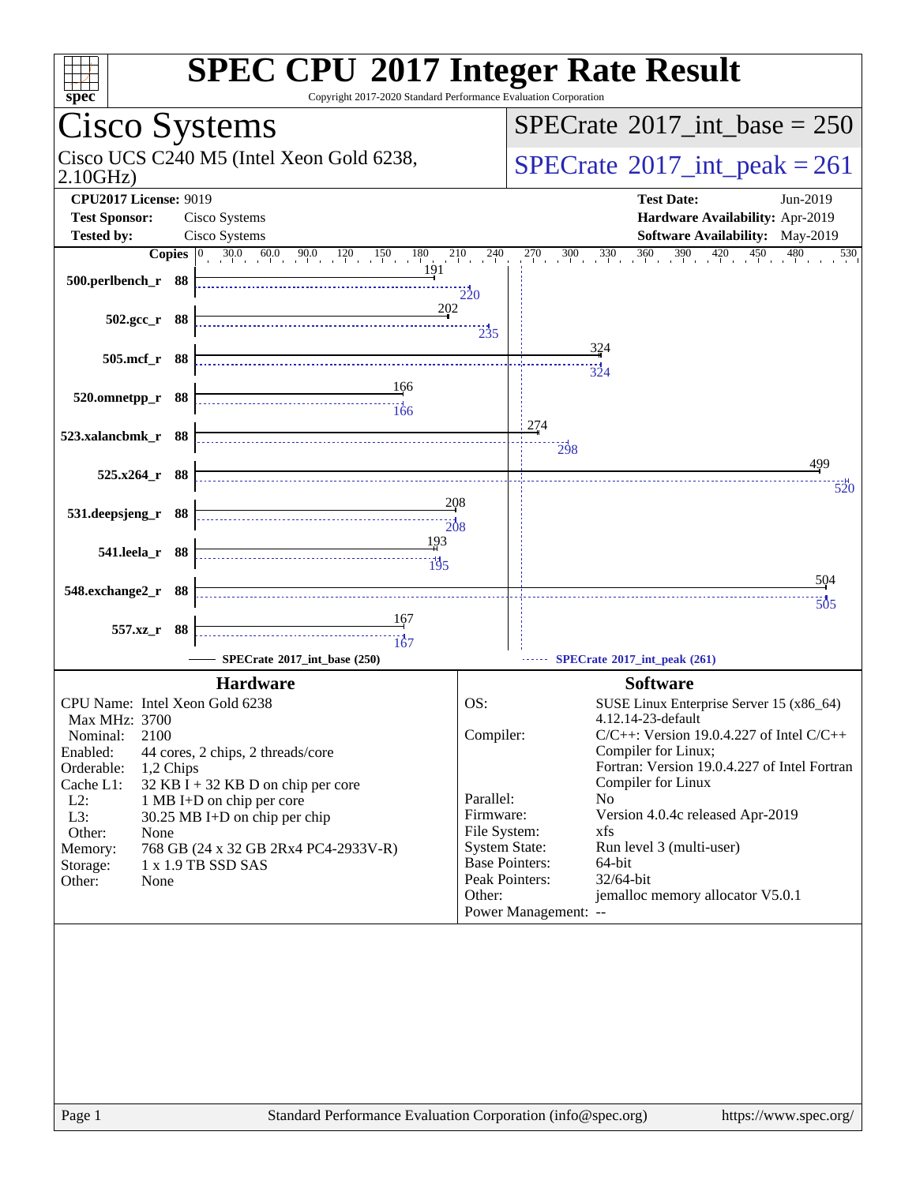# SPEC CPU 2017 Integer Rate Result

Copyright 2017-2020 Standard Performance Evaluation Corporation

## Cisco Systems

Cisco UCS C240 M5 (Intel Xeon Gold 6238, 2.10GHz)

SPECrate 2017_int_base = 250

SPECrate 2017_int_peak = 261

**CPU2017 License:** 9019
**Test Sponsor:** Cisco Systems
**Tested by:** Cisco Systems

**Test Date:** Jun-2019
**Hardware Availability:** Apr-2019
**Software Availability:** May-2019

| Benchmark | Copies | Base | Peak |
|---|---|---|---|
| 500.perlbench_r | 88 | 191 | 220 |
| 502.gcc_r | 88 | 202 | 235 |
| 505.mcf_r | 88 | 324 | 324 |
| 520.omnetpp_r | 88 | 166 | 166 |
| 523.xalancbmk_r | 88 | 274 | 298 |
| 525.x264_r | 88 | 499 | 520 |
| 531.deepsjeng_r | 88 | 208 | 208 |
| 541.leela_r | 88 | 193 | 195 |
| 548.exchange2_r | 88 | 504 | 505 |
| 557.xz_r | 88 | 167 | 167 |

SPECrate 2017_int_base (250) — SPECrate 2017_int_peak (261)

## Hardware

CPU Name: Intel Xeon Gold 6238
Max MHz: 3700
Nominal: 2100
Enabled: 44 cores, 2 chips, 2 threads/core
Orderable: 1,2 Chips
Cache L1: 32 KB I + 32 KB D on chip per core
L2: 1 MB I+D on chip per core
L3: 30.25 MB I+D on chip per chip
Other: None
Memory: 768 GB (24 x 32 GB 2Rx4 PC4-2933V-R)
Storage: 1 x 1.9 TB SSD SAS
Other: None

## Software

OS: SUSE Linux Enterprise Server 15 (x86_64) 4.12.14-23-default
Compiler: C/C++: Version 19.0.4.227 of Intel C/C++ Compiler for Linux; Fortran: Version 19.0.4.227 of Intel Fortran Compiler for Linux
Parallel: No
Firmware: Version 4.0.4c released Apr-2019
File System: xfs
System State: Run level 3 (multi-user)
Base Pointers: 64-bit
Peak Pointers: 32/64-bit
Other: jemalloc memory allocator V5.0.1
Power Management: --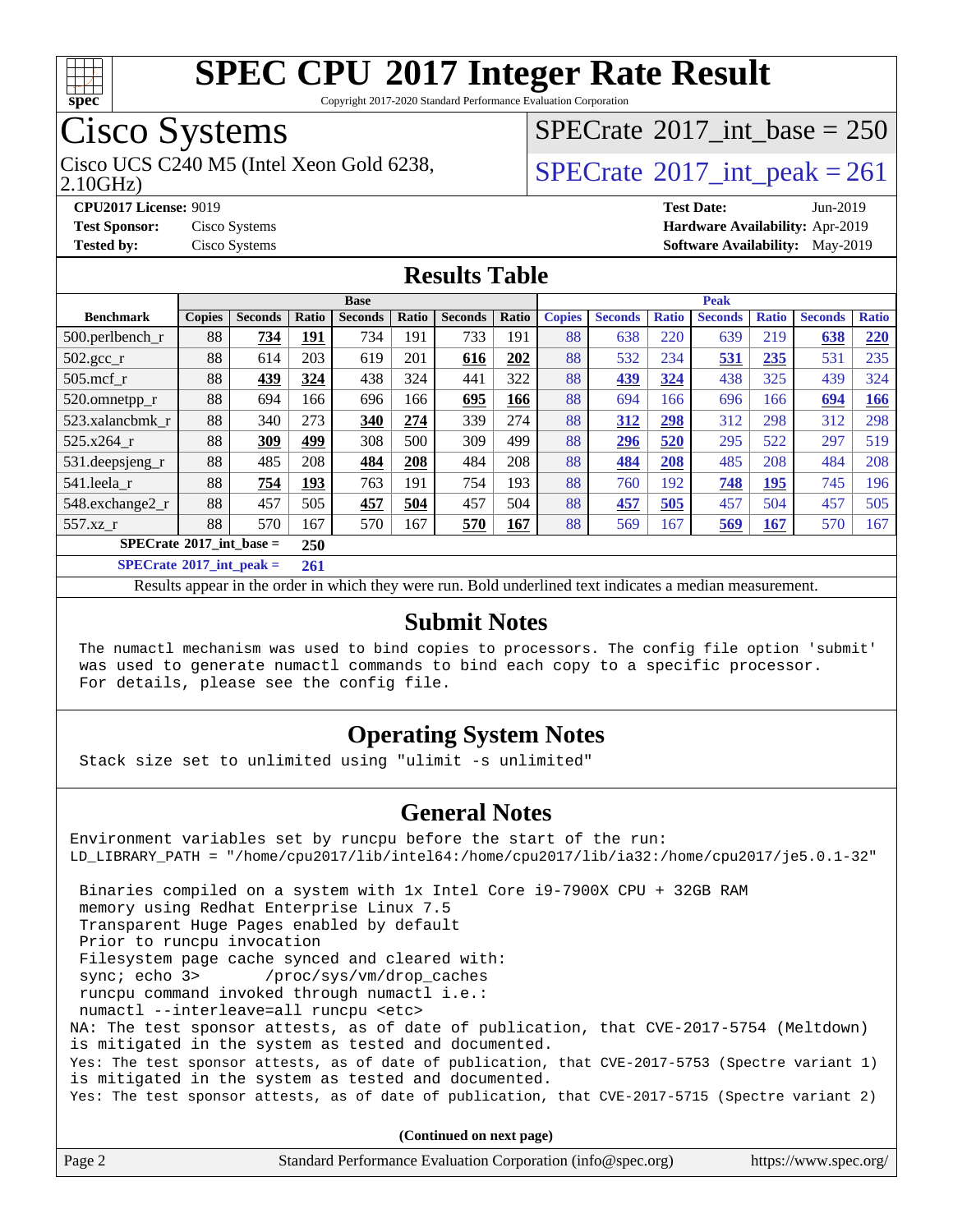# SPEC CPU 2017 Integer Rate Result

Copyright 2017-2020 Standard Performance Evaluation Corporation

## Cisco Systems

Cisco UCS C240 M5 (Intel Xeon Gold 6238, 2.10GHz)

SPECrate 2017_int_base = 250

SPECrate 2017_int_peak = 261

**CPU2017 License:** 9019
**Test Sponsor:** Cisco Systems
**Tested by:** Cisco Systems

**Test Date:** Jun-2019
**Hardware Availability:** Apr-2019
**Software Availability:** May-2019

## Results Table

| | Base | | | | | | | Peak | | | | | | |
|---|---|---|---|---|---|---|---|---|---|---|---|---|---|---|
| **Benchmark** | **Copies** | **Seconds** | **Ratio** | **Seconds** | **Ratio** | **Seconds** | **Ratio** | **Copies** | **Seconds** | **Ratio** | **Seconds** | **Ratio** | **Seconds** | **Ratio** |
| 500.perlbench_r | 88 | **734** | **191** | 734 | 191 | 733 | 191 | 88 | 638 | 220 | 639 | 219 | **638** | **220** |
| 502.gcc_r | 88 | 614 | 203 | 619 | 201 | **616** | **202** | 88 | 532 | 234 | **531** | **235** | 531 | 235 |
| 505.mcf_r | 88 | **439** | **324** | 438 | 324 | 441 | 322 | 88 | **439** | **324** | 438 | 325 | 439 | 324 |
| 520.omnetpp_r | 88 | 694 | 166 | 696 | 166 | **695** | **166** | 88 | 694 | 166 | 696 | 166 | **694** | **166** |
| 523.xalancbmk_r | 88 | 340 | 273 | **340** | **274** | 339 | 274 | 88 | **312** | **298** | 312 | 298 | 312 | 298 |
| 525.x264_r | 88 | **309** | **499** | 308 | 500 | 309 | 499 | 88 | **296** | **520** | 295 | 522 | 297 | 519 |
| 531.deepsjeng_r | 88 | 485 | 208 | **484** | **208** | 484 | 208 | 88 | **484** | **208** | 485 | 208 | 484 | 208 |
| 541.leela_r | 88 | **754** | **193** | 763 | 191 | 754 | 193 | 88 | 760 | 192 | **748** | **195** | 745 | 196 |
| 548.exchange2_r | 88 | 457 | 505 | **457** | **504** | 457 | 504 | 88 | **457** | **505** | 457 | 504 | 457 | 505 |
| 557.xz_r | 88 | 570 | 167 | 570 | 167 | **570** | **167** | 88 | 569 | 167 | **569** | **167** | 570 | 167 |

**SPECrate 2017_int_base = 250**

**SPECrate 2017_int_peak = 261**

Results appear in the order in which they were run. Bold underlined text indicates a median measurement.

## Submit Notes

```
The numactl mechanism was used to bind copies to processors. The config file option 'submit'
was used to generate numactl commands to bind each copy to a specific processor.
For details, please see the config file.
```

## Operating System Notes

```
Stack size set to unlimited using "ulimit -s unlimited"
```

## General Notes

```
Environment variables set by runcpu before the start of the run:
LD_LIBRARY_PATH = "/home/cpu2017/lib/intel64:/home/cpu2017/lib/ia32:/home/cpu2017/je5.0.1-32"

 Binaries compiled on a system with 1x Intel Core i9-7900X CPU + 32GB RAM
 memory using Redhat Enterprise Linux 7.5
 Transparent Huge Pages enabled by default
 Prior to runcpu invocation
 Filesystem page cache synced and cleared with:
 sync; echo 3>       /proc/sys/vm/drop_caches
 runcpu command invoked through numactl i.e.:
 numactl --interleave=all runcpu <etc>
NA: The test sponsor attests, as of date of publication, that CVE-2017-5754 (Meltdown)
is mitigated in the system as tested and documented.
Yes: The test sponsor attests, as of date of publication, that CVE-2017-5753 (Spectre variant 1)
is mitigated in the system as tested and documented.
Yes: The test sponsor attests, as of date of publication, that CVE-2017-5715 (Spectre variant 2)
```

**(Continued on next page)**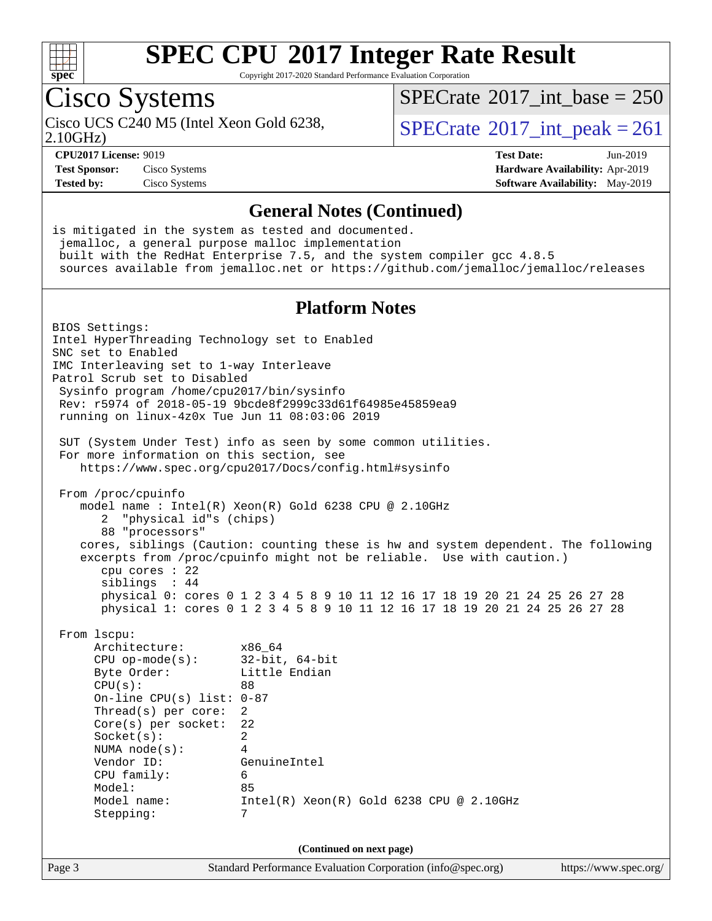# SPEC CPU 2017 Integer Rate Result

Copyright 2017-2020 Standard Performance Evaluation Corporation

## Cisco Systems

Cisco UCS C240 M5 (Intel Xeon Gold 6238, 2.10GHz)

SPECrate 2017_int_base = 250

SPECrate 2017_int_peak = 261

**CPU2017 License:** 9019
**Test Sponsor:** Cisco Systems
**Tested by:** Cisco Systems

**Test Date:** Jun-2019
**Hardware Availability:** Apr-2019
**Software Availability:** May-2019

### General Notes (Continued)

```
is mitigated in the system as tested and documented.
 jemalloc, a general purpose malloc implementation
 built with the RedHat Enterprise 7.5, and the system compiler gcc 4.8.5
 sources available from jemalloc.net or https://github.com/jemalloc/jemalloc/releases
```

### Platform Notes

```
BIOS Settings:
Intel HyperThreading Technology set to Enabled
SNC set to Enabled
IMC Interleaving set to 1-way Interleave
Patrol Scrub set to Disabled
 Sysinfo program /home/cpu2017/bin/sysinfo
 Rev: r5974 of 2018-05-19 9bcde8f2999c33d61f64985e45859ea9
 running on linux-4z0x Tue Jun 11 08:03:06 2019

 SUT (System Under Test) info as seen by some common utilities.
 For more information on this section, see
    https://www.spec.org/cpu2017/Docs/config.html#sysinfo

 From /proc/cpuinfo
    model name : Intel(R) Xeon(R) Gold 6238 CPU @ 2.10GHz
       2  "physical id"s (chips)
       88 "processors"
    cores, siblings (Caution: counting these is hw and system dependent. The following
    excerpts from /proc/cpuinfo might not be reliable.  Use with caution.)
       cpu cores : 22
       siblings  : 44
       physical 0: cores 0 1 2 3 4 5 8 9 10 11 12 16 17 18 19 20 21 24 25 26 27 28
       physical 1: cores 0 1 2 3 4 5 8 9 10 11 12 16 17 18 19 20 21 24 25 26 27 28

 From lscpu:
      Architecture:        x86_64
      CPU op-mode(s):      32-bit, 64-bit
      Byte Order:          Little Endian
      CPU(s):              88
      On-line CPU(s) list: 0-87
      Thread(s) per core:  2
      Core(s) per socket:  22
      Socket(s):           2
      NUMA node(s):        4
      Vendor ID:           GenuineIntel
      CPU family:          6
      Model:               85
      Model name:          Intel(R) Xeon(R) Gold 6238 CPU @ 2.10GHz
      Stepping:            7
```

(Continued on next page)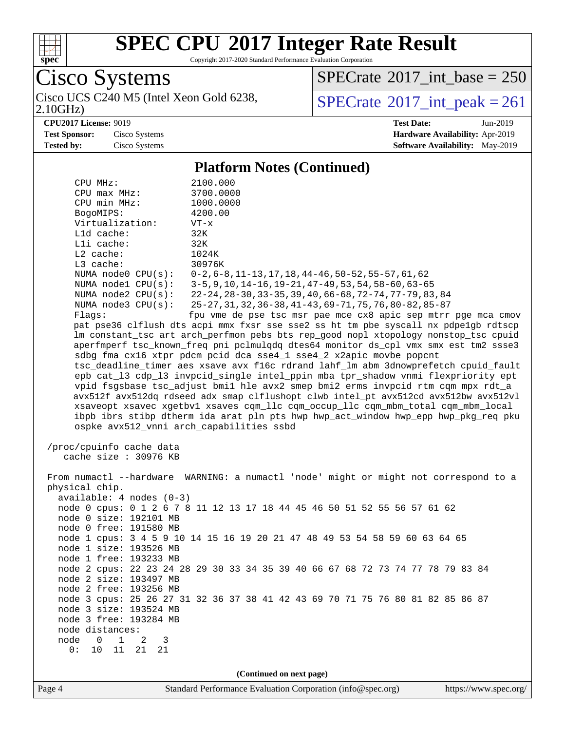# SPEC CPU 2017 Integer Rate Result

Copyright 2017-2020 Standard Performance Evaluation Corporation

**Cisco Systems**

Cisco UCS C240 M5 (Intel Xeon Gold 6238, 2.10GHz)

SPECrate 2017_int_base = 250

SPECrate 2017_int_peak = 261

**CPU2017 License:** 9019
**Test Sponsor:** Cisco Systems
**Tested by:** Cisco Systems

**Test Date:** Jun-2019
**Hardware Availability:** Apr-2019
**Software Availability:** May-2019

## Platform Notes (Continued)

```
    CPU MHz:               2100.000
    CPU max MHz:           3700.0000
    CPU min MHz:           1000.0000
    BogoMIPS:              4200.00
    Virtualization:        VT-x
    L1d cache:             32K
    L1i cache:             32K
    L2 cache:              1024K
    L3 cache:              30976K
    NUMA node0 CPU(s):     0-2,6-8,11-13,17,18,44-46,50-52,55-57,61,62
    NUMA node1 CPU(s):     3-5,9,10,14-16,19-21,47-49,53,54,58-60,63-65
    NUMA node2 CPU(s):     22-24,28-30,33-35,39,40,66-68,72-74,77-79,83,84
    NUMA node3 CPU(s):     25-27,31,32,36-38,41-43,69-71,75,76,80-82,85-87
    Flags:                 fpu vme de pse tsc msr pae mce cx8 apic sep mtrr pge mca cmov
    pat pse36 clflush dts acpi mmx fxsr sse sse2 ss ht tm pbe syscall nx pdpe1gb rdtscp
    lm constant_tsc art arch_perfmon pebs bts rep_good nopl xtopology nonstop_tsc cpuid
    aperfmperf tsc_known_freq pni pclmulqdq dtes64 monitor ds_cpl vmx smx est tm2 ssse3
    sdbg fma cx16 xtpr pdcm pcid dca sse4_1 sse4_2 x2apic movbe popcnt
    tsc_deadline_timer aes xsave avx f16c rdrand lahf_lm abm 3dnowprefetch cpuid_fault
    epb cat_l3 cdp_l3 invpcid_single intel_ppin mba tpr_shadow vnmi flexpriority ept
    vpid fsgsbase tsc_adjust bmi1 hle avx2 smep bmi2 erms invpcid rtm cqm mpx rdt_a
    avx512f avx512dq rdseed adx smap clflushopt clwb intel_pt avx512cd avx512bw avx512vl
    xsaveopt xsavec xgetbv1 xsaves cqm_llc cqm_occup_llc cqm_mbm_total cqm_mbm_local
    ibpb ibrs stibp dtherm ida arat pln pts hwp hwp_act_window hwp_epp hwp_pkg_req pku
    ospke avx512_vnni arch_capabilities ssbd

 /proc/cpuinfo cache data
    cache size : 30976 KB

 From numactl --hardware  WARNING: a numactl 'node' might or might not correspond to a
 physical chip.
   available: 4 nodes (0-3)
   node 0 cpus: 0 1 2 6 7 8 11 12 13 17 18 44 45 46 50 51 52 55 56 57 61 62
   node 0 size: 192101 MB
   node 0 free: 191580 MB
   node 1 cpus: 3 4 5 9 10 14 15 16 19 20 21 47 48 49 53 54 58 59 60 63 64 65
   node 1 size: 193526 MB
   node 1 free: 193233 MB
   node 2 cpus: 22 23 24 28 29 30 33 34 35 39 40 66 67 68 72 73 74 77 78 79 83 84
   node 2 size: 193497 MB
   node 2 free: 193256 MB
   node 3 cpus: 25 26 27 31 32 36 37 38 41 42 43 69 70 71 75 76 80 81 82 85 86 87
   node 3 size: 193524 MB
   node 3 free: 193284 MB
   node distances:
   node   0   1   2   3
     0:  10  11  21  21
```

**(Continued on next page)**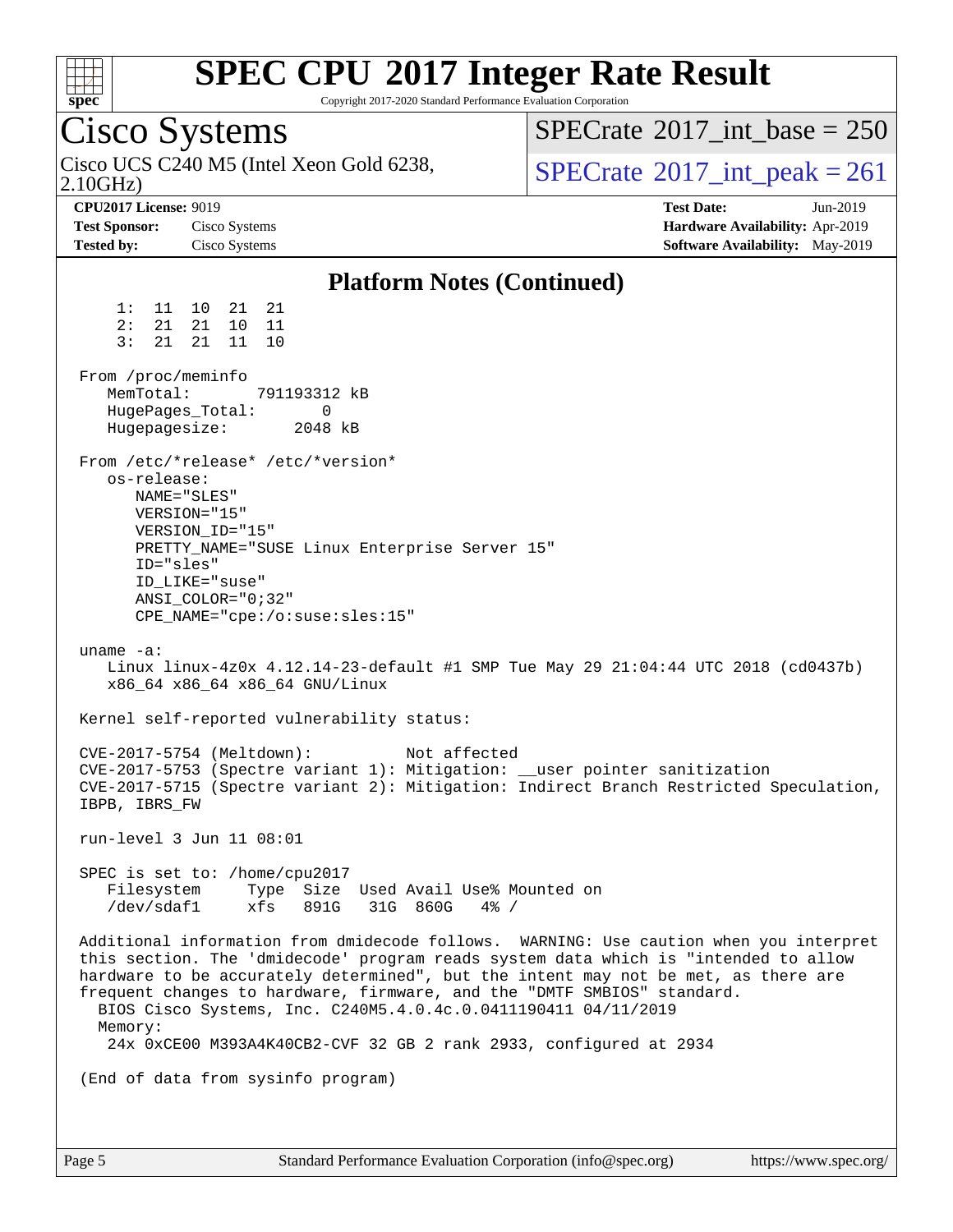# SPEC CPU 2017 Integer Rate Result

Copyright 2017-2020 Standard Performance Evaluation Corporation

## Cisco Systems

Cisco UCS C240 M5 (Intel Xeon Gold 6238, 2.10GHz)

SPECrate 2017_int_base = 250

SPECrate 2017_int_peak = 261

**CPU2017 License:** 9019
**Test Sponsor:** Cisco Systems
**Tested by:** Cisco Systems

**Test Date:** Jun-2019
**Hardware Availability:** Apr-2019
**Software Availability:** May-2019

### Platform Notes (Continued)

```
     1:  11  10  21  21
     2:  21  21  10  11
     3:  21  21  11  10

 From /proc/meminfo
    MemTotal:       791193312 kB
    HugePages_Total:       0
    Hugepagesize:       2048 kB

 From /etc/*release* /etc/*version*
    os-release:
       NAME="SLES"
       VERSION="15"
       VERSION_ID="15"
       PRETTY_NAME="SUSE Linux Enterprise Server 15"
       ID="sles"
       ID_LIKE="suse"
       ANSI_COLOR="0;32"
       CPE_NAME="cpe:/o:suse:sles:15"

 uname -a:
    Linux linux-4z0x 4.12.14-23-default #1 SMP Tue May 29 21:04:44 UTC 2018 (cd0437b)
    x86_64 x86_64 x86_64 GNU/Linux

 Kernel self-reported vulnerability status:

 CVE-2017-5754 (Meltdown):          Not affected
 CVE-2017-5753 (Spectre variant 1): Mitigation: __user pointer sanitization
 CVE-2017-5715 (Spectre variant 2): Mitigation: Indirect Branch Restricted Speculation,
 IBPB, IBRS_FW

 run-level 3 Jun 11 08:01

 SPEC is set to: /home/cpu2017
    Filesystem     Type  Size  Used Avail Use% Mounted on
    /dev/sdaf1     xfs   891G   31G  860G   4% /

 Additional information from dmidecode follows.  WARNING: Use caution when you interpret
 this section. The 'dmidecode' program reads system data which is "intended to allow
 hardware to be accurately determined", but the intent may not be met, as there are
 frequent changes to hardware, firmware, and the "DMTF SMBIOS" standard.
   BIOS Cisco Systems, Inc. C240M5.4.0.4c.0.0411190411 04/11/2019
   Memory:
    24x 0xCE00 M393A4K40CB2-CVF 32 GB 2 rank 2933, configured at 2934

 (End of data from sysinfo program)
```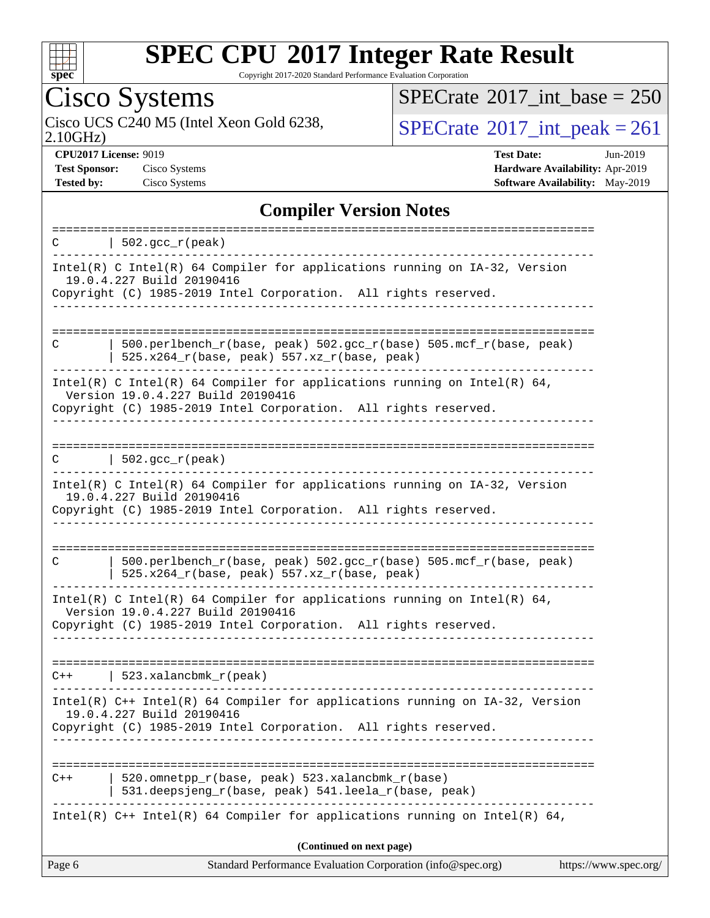# SPEC CPU 2017 Integer Rate Result

Copyright 2017-2020 Standard Performance Evaluation Corporation

## Cisco Systems

Cisco UCS C240 M5 (Intel Xeon Gold 6238, 2.10GHz)

SPECrate 2017_int_base = 250

SPECrate 2017_int_peak = 261

**CPU2017 License:** 9019
**Test Sponsor:** Cisco Systems
**Tested by:** Cisco Systems

**Test Date:** Jun-2019
**Hardware Availability:** Apr-2019
**Software Availability:** May-2019

### Compiler Version Notes

```
==============================================================================
C       | 502.gcc_r(peak)
------------------------------------------------------------------------------
Intel(R) C Intel(R) 64 Compiler for applications running on IA-32, Version
  19.0.4.227 Build 20190416
Copyright (C) 1985-2019 Intel Corporation.  All rights reserved.
------------------------------------------------------------------------------

==============================================================================
C       | 500.perlbench_r(base, peak) 502.gcc_r(base) 505.mcf_r(base, peak)
        | 525.x264_r(base, peak) 557.xz_r(base, peak)
------------------------------------------------------------------------------
Intel(R) C Intel(R) 64 Compiler for applications running on Intel(R) 64,
  Version 19.0.4.227 Build 20190416
Copyright (C) 1985-2019 Intel Corporation.  All rights reserved.
------------------------------------------------------------------------------

==============================================================================
C       | 502.gcc_r(peak)
------------------------------------------------------------------------------
Intel(R) C Intel(R) 64 Compiler for applications running on IA-32, Version
  19.0.4.227 Build 20190416
Copyright (C) 1985-2019 Intel Corporation.  All rights reserved.
------------------------------------------------------------------------------

==============================================================================
C       | 500.perlbench_r(base, peak) 502.gcc_r(base) 505.mcf_r(base, peak)
        | 525.x264_r(base, peak) 557.xz_r(base, peak)
------------------------------------------------------------------------------
Intel(R) C Intel(R) 64 Compiler for applications running on Intel(R) 64,
  Version 19.0.4.227 Build 20190416
Copyright (C) 1985-2019 Intel Corporation.  All rights reserved.
------------------------------------------------------------------------------

==============================================================================
C++     | 523.xalancbmk_r(peak)
------------------------------------------------------------------------------
Intel(R) C++ Intel(R) 64 Compiler for applications running on IA-32, Version
  19.0.4.227 Build 20190416
Copyright (C) 1985-2019 Intel Corporation.  All rights reserved.
------------------------------------------------------------------------------

==============================================================================
C++     | 520.omnetpp_r(base, peak) 523.xalancbmk_r(base)
        | 531.deepsjeng_r(base, peak) 541.leela_r(base, peak)
------------------------------------------------------------------------------
Intel(R) C++ Intel(R) 64 Compiler for applications running on Intel(R) 64,
```

(Continued on next page)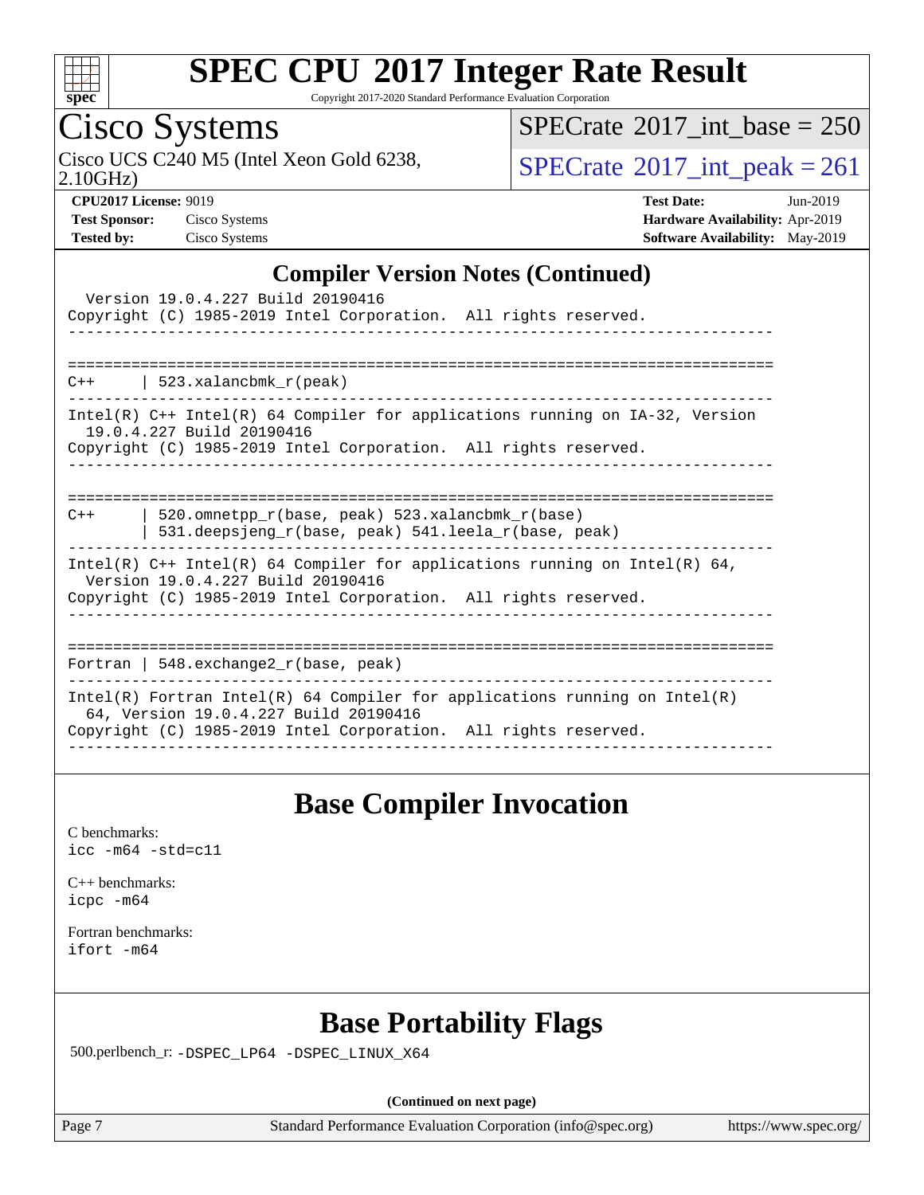## Compiler Version Notes (Continued)

```
  Version 19.0.4.227 Build 20190416
Copyright (C) 1985-2019 Intel Corporation.  All rights reserved.
------------------------------------------------------------------------------

==============================================================================
C++      | 523.xalancbmk_r(peak)
------------------------------------------------------------------------------
Intel(R) C++ Intel(R) 64 Compiler for applications running on IA-32, Version
  19.0.4.227 Build 20190416
Copyright (C) 1985-2019 Intel Corporation.  All rights reserved.
------------------------------------------------------------------------------

==============================================================================
C++      | 520.omnetpp_r(base, peak) 523.xalancbmk_r(base)
         | 531.deepsjeng_r(base, peak) 541.leela_r(base, peak)
------------------------------------------------------------------------------
Intel(R) C++ Intel(R) 64 Compiler for applications running on Intel(R) 64,
  Version 19.0.4.227 Build 20190416
Copyright (C) 1985-2019 Intel Corporation.  All rights reserved.
------------------------------------------------------------------------------

==============================================================================
Fortran | 548.exchange2_r(base, peak)
------------------------------------------------------------------------------
Intel(R) Fortran Intel(R) 64 Compiler for applications running on Intel(R)
  64, Version 19.0.4.227 Build 20190416
Copyright (C) 1985-2019 Intel Corporation.  All rights reserved.
------------------------------------------------------------------------------
```

## Base Compiler Invocation

C benchmarks:
`icc -m64 -std=c11`

C++ benchmarks:
`icpc -m64`

Fortran benchmarks:
`ifort -m64`

## Base Portability Flags

500.perlbench_r: `-DSPEC_LP64 -DSPEC_LINUX_X64`

**(Continued on next page)**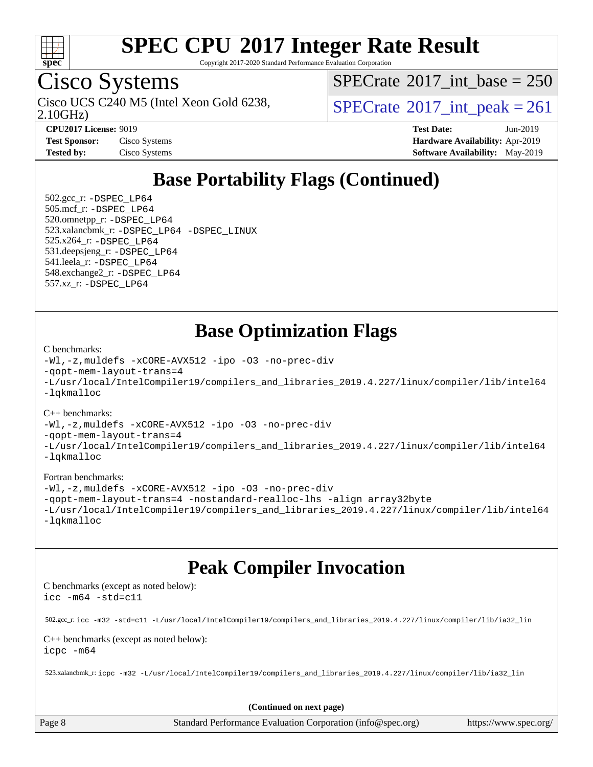# SPEC CPU 2017 Integer Rate Result

Copyright 2017-2020 Standard Performance Evaluation Corporation

## Cisco Systems

Cisco UCS C240 M5 (Intel Xeon Gold 6238, 2.10GHz)

SPECrate 2017_int_base = 250

SPECrate 2017_int_peak = 261

**CPU2017 License:** 9019
**Test Sponsor:** Cisco Systems
**Tested by:** Cisco Systems

**Test Date:** Jun-2019
**Hardware Availability:** Apr-2019
**Software Availability:** May-2019

## Base Portability Flags (Continued)

502.gcc_r: -DSPEC_LP64
505.mcf_r: -DSPEC_LP64
520.omnetpp_r: -DSPEC_LP64
523.xalancbmk_r: -DSPEC_LP64 -DSPEC_LINUX
525.x264_r: -DSPEC_LP64
531.deepsjeng_r: -DSPEC_LP64
541.leela_r: -DSPEC_LP64
548.exchange2_r: -DSPEC_LP64
557.xz_r: -DSPEC_LP64

## Base Optimization Flags

C benchmarks:

```
-Wl,-z,muldefs -xCORE-AVX512 -ipo -O3 -no-prec-div
-qopt-mem-layout-trans=4
-L/usr/local/IntelCompiler19/compilers_and_libraries_2019.4.227/linux/compiler/lib/intel64
-lqkmalloc
```

C++ benchmarks:

```
-Wl,-z,muldefs -xCORE-AVX512 -ipo -O3 -no-prec-div
-qopt-mem-layout-trans=4
-L/usr/local/IntelCompiler19/compilers_and_libraries_2019.4.227/linux/compiler/lib/intel64
-lqkmalloc
```

Fortran benchmarks:

```
-Wl,-z,muldefs -xCORE-AVX512 -ipo -O3 -no-prec-div
-qopt-mem-layout-trans=4 -nostandard-realloc-lhs -align array32byte
-L/usr/local/IntelCompiler19/compilers_and_libraries_2019.4.227/linux/compiler/lib/intel64
-lqkmalloc
```

## Peak Compiler Invocation

C benchmarks (except as noted below):

```
icc -m64 -std=c11
```

502.gcc_r: `icc -m32 -std=c11 -L/usr/local/IntelCompiler19/compilers_and_libraries_2019.4.227/linux/compiler/lib/ia32_lin`

C++ benchmarks (except as noted below):

```
icpc -m64
```

523.xalancbmk_r: `icpc -m32 -L/usr/local/IntelCompiler19/compilers_and_libraries_2019.4.227/linux/compiler/lib/ia32_lin`

**(Continued on next page)**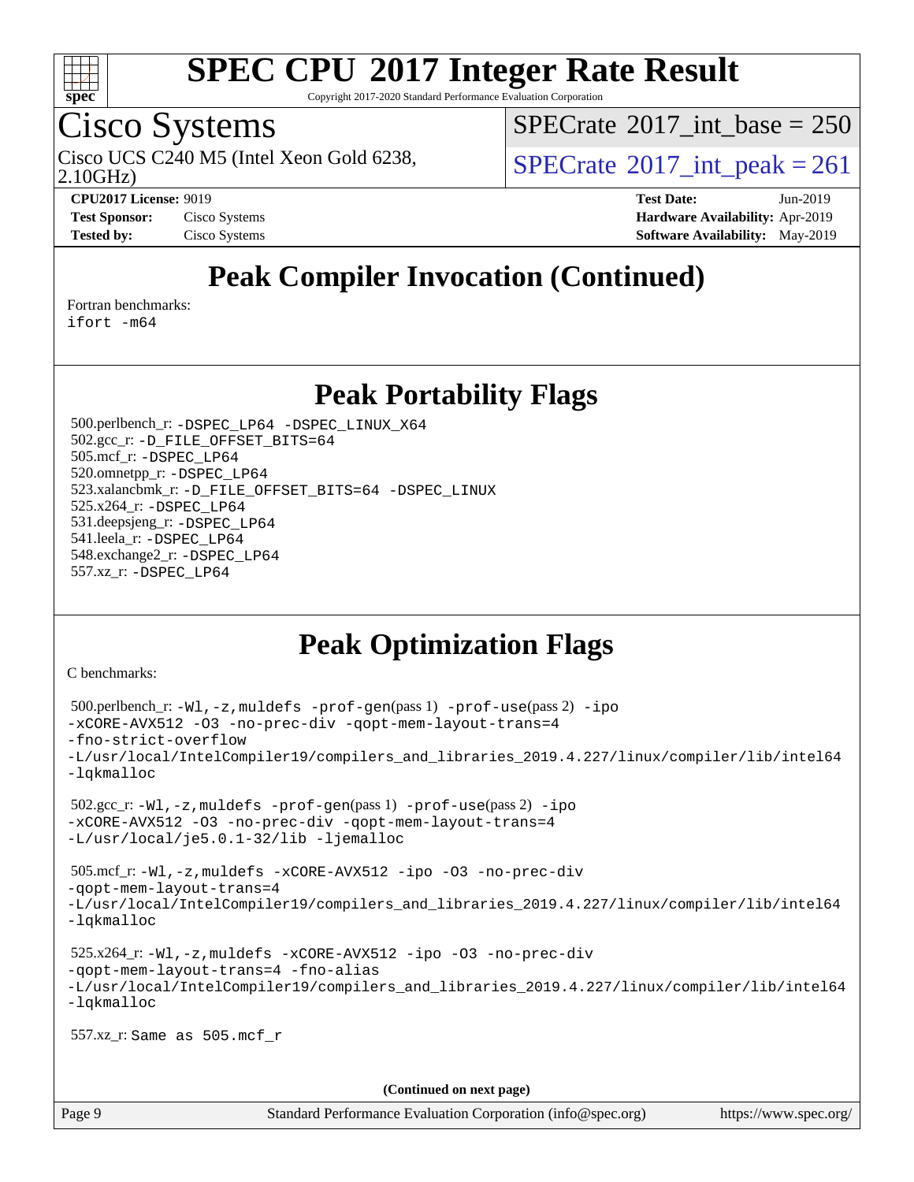# SPEC CPU 2017 Integer Rate Result

Copyright 2017-2020 Standard Performance Evaluation Corporation

## Cisco Systems

Cisco UCS C240 M5 (Intel Xeon Gold 6238, 2.10GHz)

SPECrate 2017_int_base = 250

SPECrate 2017_int_peak = 261

**CPU2017 License:** 9019
**Test Sponsor:** Cisco Systems
**Tested by:** Cisco Systems

**Test Date:** Jun-2019
**Hardware Availability:** Apr-2019
**Software Availability:** May-2019

## Peak Compiler Invocation (Continued)

Fortran benchmarks:
`ifort -m64`

## Peak Portability Flags

500.perlbench_r: `-DSPEC_LP64 -DSPEC_LINUX_X64`
502.gcc_r: `-D_FILE_OFFSET_BITS=64`
505.mcf_r: `-DSPEC_LP64`
520.omnetpp_r: `-DSPEC_LP64`
523.xalancbmk_r: `-D_FILE_OFFSET_BITS=64 -DSPEC_LINUX`
525.x264_r: `-DSPEC_LP64`
531.deepsjeng_r: `-DSPEC_LP64`
541.leela_r: `-DSPEC_LP64`
548.exchange2_r: `-DSPEC_LP64`
557.xz_r: `-DSPEC_LP64`

## Peak Optimization Flags

C benchmarks:

500.perlbench_r: `-Wl,-z,muldefs -prof-gen`(pass 1) `-prof-use`(pass 2) `-ipo -xCORE-AVX512 -O3 -no-prec-div -qopt-mem-layout-trans=4 -fno-strict-overflow -L/usr/local/IntelCompiler19/compilers_and_libraries_2019.4.227/linux/compiler/lib/intel64 -lqkmalloc`

502.gcc_r: `-Wl,-z,muldefs -prof-gen`(pass 1) `-prof-use`(pass 2) `-ipo -xCORE-AVX512 -O3 -no-prec-div -qopt-mem-layout-trans=4 -L/usr/local/je5.0.1-32/lib -ljemalloc`

505.mcf_r: `-Wl,-z,muldefs -xCORE-AVX512 -ipo -O3 -no-prec-div -qopt-mem-layout-trans=4 -L/usr/local/IntelCompiler19/compilers_and_libraries_2019.4.227/linux/compiler/lib/intel64 -lqkmalloc`

525.x264_r: `-Wl,-z,muldefs -xCORE-AVX512 -ipo -O3 -no-prec-div -qopt-mem-layout-trans=4 -fno-alias -L/usr/local/IntelCompiler19/compilers_and_libraries_2019.4.227/linux/compiler/lib/intel64 -lqkmalloc`

557.xz_r: `Same as 505.mcf_r`

**(Continued on next page)**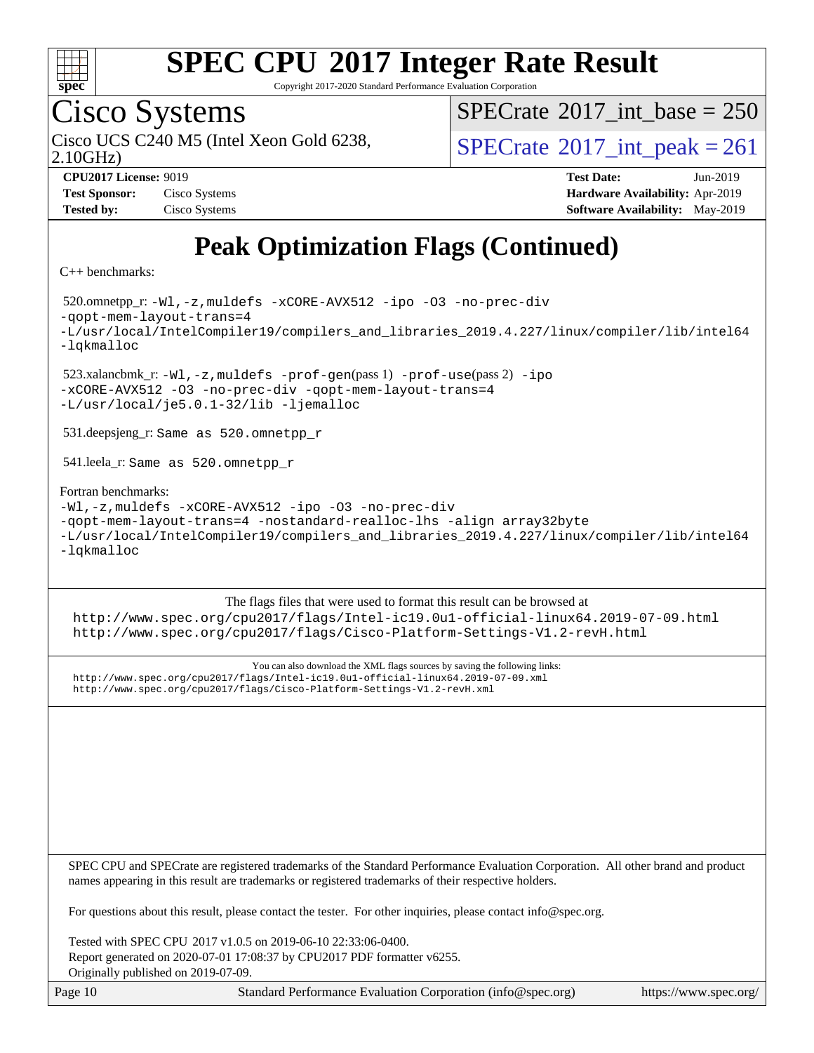# Peak Optimization Flags (Continued)

C++ benchmarks:

520.omnetpp_r: -Wl,-z,muldefs -xCORE-AVX512 -ipo -O3 -no-prec-div -qopt-mem-layout-trans=4 -L/usr/local/IntelCompiler19/compilers_and_libraries_2019.4.227/linux/compiler/lib/intel64 -lqkmalloc

523.xalancbmk_r: -Wl,-z,muldefs -prof-gen(pass 1) -prof-use(pass 2) -ipo -xCORE-AVX512 -O3 -no-prec-div -qopt-mem-layout-trans=4 -L/usr/local/je5.0.1-32/lib -ljemalloc

531.deepsjeng_r: Same as 520.omnetpp_r

541.leela_r: Same as 520.omnetpp_r

Fortran benchmarks:

-Wl,-z,muldefs -xCORE-AVX512 -ipo -O3 -no-prec-div -qopt-mem-layout-trans=4 -nostandard-realloc-lhs -align array32byte -L/usr/local/IntelCompiler19/compilers_and_libraries_2019.4.227/linux/compiler/lib/intel64 -lqkmalloc

The flags files that were used to format this result can be browsed at
http://www.spec.org/cpu2017/flags/Intel-ic19.0u1-official-linux64.2019-07-09.html
http://www.spec.org/cpu2017/flags/Cisco-Platform-Settings-V1.2-revH.html

You can also download the XML flags sources by saving the following links:
http://www.spec.org/cpu2017/flags/Intel-ic19.0u1-official-linux64.2019-07-09.xml
http://www.spec.org/cpu2017/flags/Cisco-Platform-Settings-V1.2-revH.xml

SPEC CPU and SPECrate are registered trademarks of the Standard Performance Evaluation Corporation. All other brand and product names appearing in this result are trademarks or registered trademarks of their respective holders.

For questions about this result, please contact the tester. For other inquiries, please contact info@spec.org.

Tested with SPEC CPU 2017 v1.0.5 on 2019-06-10 22:33:06-0400.
Report generated on 2020-07-01 17:08:37 by CPU2017 PDF formatter v6255.
Originally published on 2019-07-09.